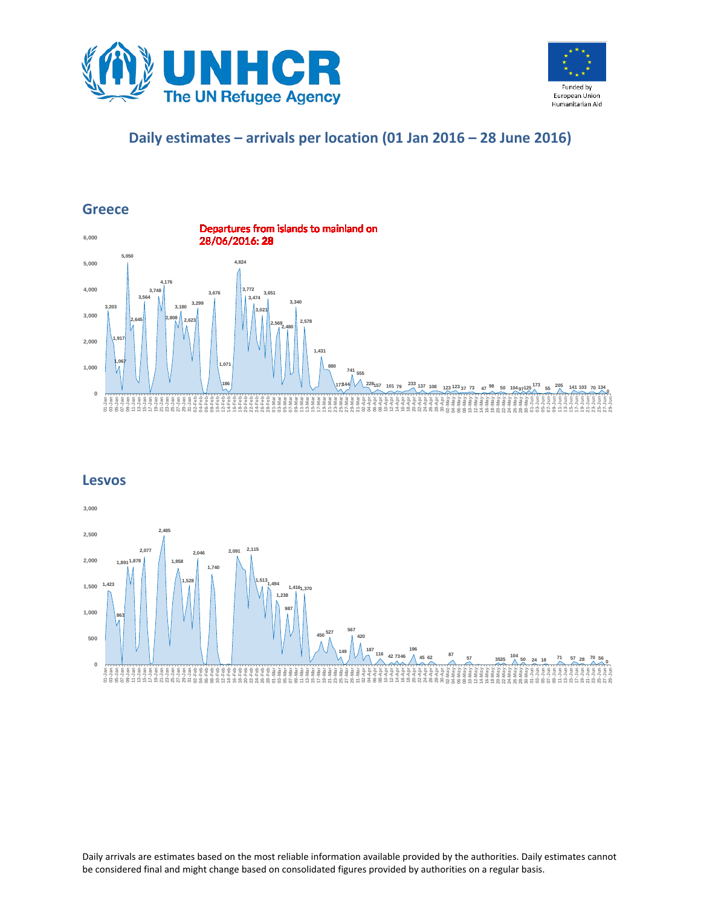# Daily estimates – arrivals per location (01 Jan 2016 – 28 June 2016)

## Greece

Departures from islands to mainland on 28/06/2016: 28

## Lesvos

Daily arrivals are estimates based on the most reliable information available provided by the authorities. Daily estimates cannot be considered final and might change based on consolidated figures provided by authorities on a regular basis.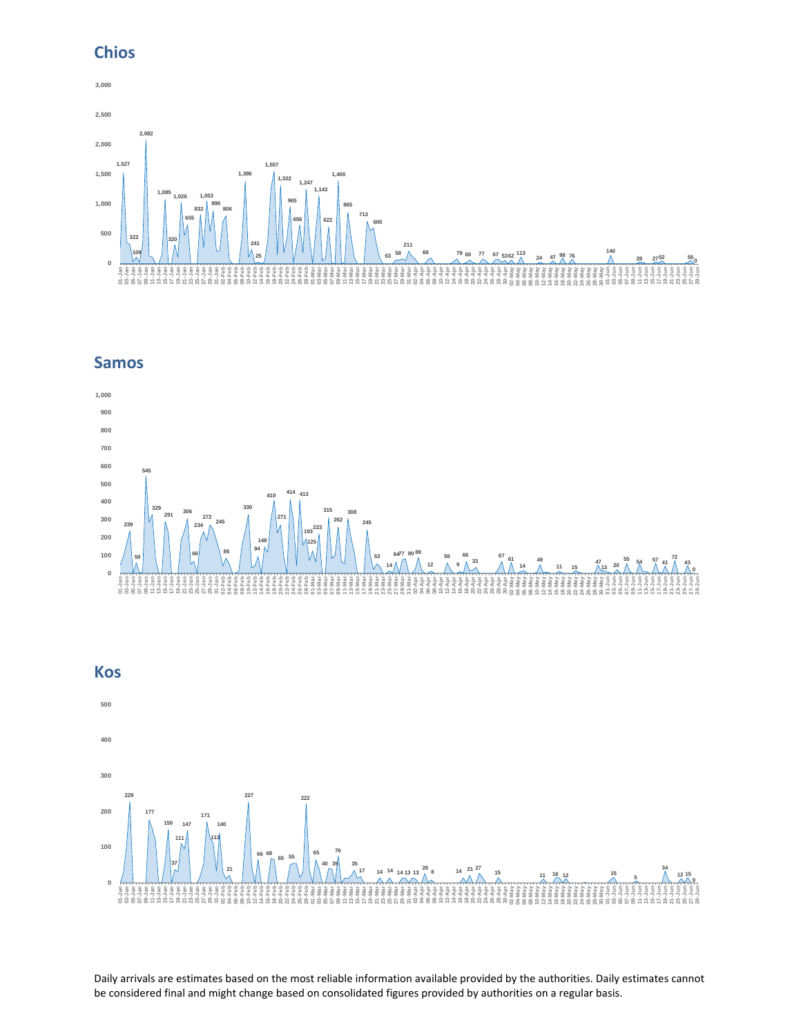## Chios

## Samos

## Kos

Daily arrivals are estimates based on the most reliable information available provided by the authorities. Daily estimates cannot be considered final and might change based on consolidated figures provided by authorities on a regular basis.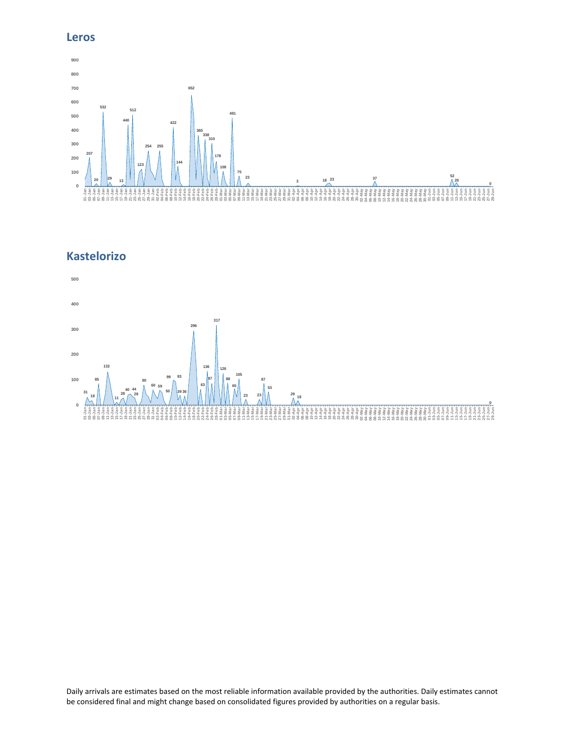## Leros

900
800
700
600
500
400
300
200
100
0

207
20
532
29
13
440
512
123
254
255
422
144
652
365
338
310
178
108
491
75
23
3
18
23
37
52
26
0

## Kastelorizo

500
400
300
200
100
0

31
18
85
132
11
28
40
44
28
80
60
59
50
99
93
39
36
296
63
136
87
317
126
88
65
105
23
23
87
53
29
18
0

Daily arrivals are estimates based on the most reliable information available provided by the authorities. Daily estimates cannot be considered final and might change based on consolidated figures provided by authorities on a regular basis.